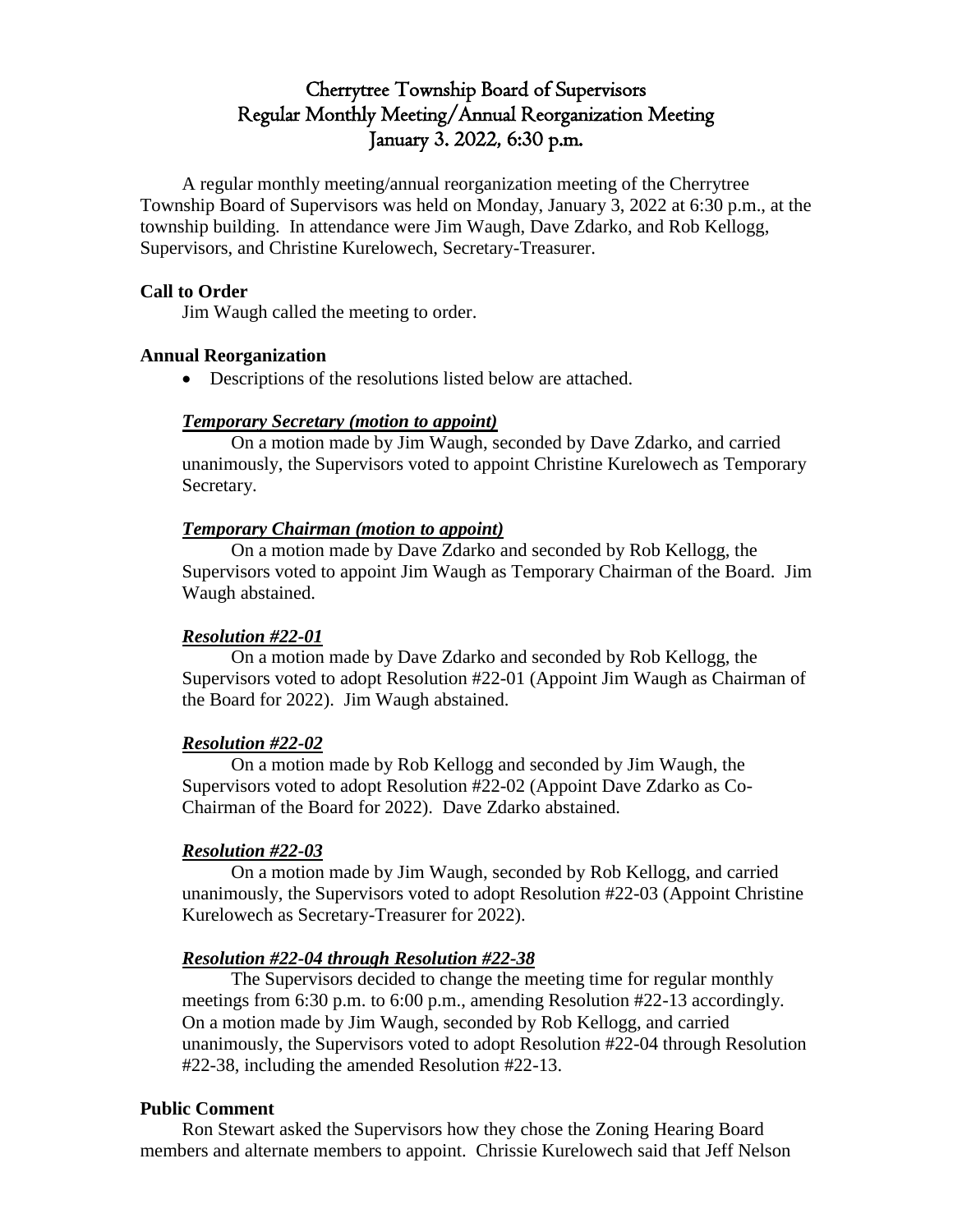# Cherrytree Township Board of Supervisors
## Regular Monthly Meeting/Annual Reorganization Meeting
## January 3. 2022, 6:30 p.m.

A regular monthly meeting/annual reorganization meeting of the Cherrytree Township Board of Supervisors was held on Monday, January 3, 2022 at 6:30 p.m., at the township building. In attendance were Jim Waugh, Dave Zdarko, and Rob Kellogg, Supervisors, and Christine Kurelowech, Secretary-Treasurer.

**Call to Order**

Jim Waugh called the meeting to order.

**Annual Reorganization**

- Descriptions of the resolutions listed below are attached.

***Temporary Secretary (motion to appoint)***

On a motion made by Jim Waugh, seconded by Dave Zdarko, and carried unanimously, the Supervisors voted to appoint Christine Kurelowech as Temporary Secretary.

***Temporary Chairman (motion to appoint)***

On a motion made by Dave Zdarko and seconded by Rob Kellogg, the Supervisors voted to appoint Jim Waugh as Temporary Chairman of the Board. Jim Waugh abstained.

***Resolution #22-01***

On a motion made by Dave Zdarko and seconded by Rob Kellogg, the Supervisors voted to adopt Resolution #22-01 (Appoint Jim Waugh as Chairman of the Board for 2022). Jim Waugh abstained.

***Resolution #22-02***

On a motion made by Rob Kellogg and seconded by Jim Waugh, the Supervisors voted to adopt Resolution #22-02 (Appoint Dave Zdarko as Co-Chairman of the Board for 2022). Dave Zdarko abstained.

***Resolution #22-03***

On a motion made by Jim Waugh, seconded by Rob Kellogg, and carried unanimously, the Supervisors voted to adopt Resolution #22-03 (Appoint Christine Kurelowech as Secretary-Treasurer for 2022).

***Resolution #22-04 through Resolution #22-38***

The Supervisors decided to change the meeting time for regular monthly meetings from 6:30 p.m. to 6:00 p.m., amending Resolution #22-13 accordingly. On a motion made by Jim Waugh, seconded by Rob Kellogg, and carried unanimously, the Supervisors voted to adopt Resolution #22-04 through Resolution #22-38, including the amended Resolution #22-13.

**Public Comment**

Ron Stewart asked the Supervisors how they chose the Zoning Hearing Board members and alternate members to appoint. Chrissie Kurelowech said that Jeff Nelson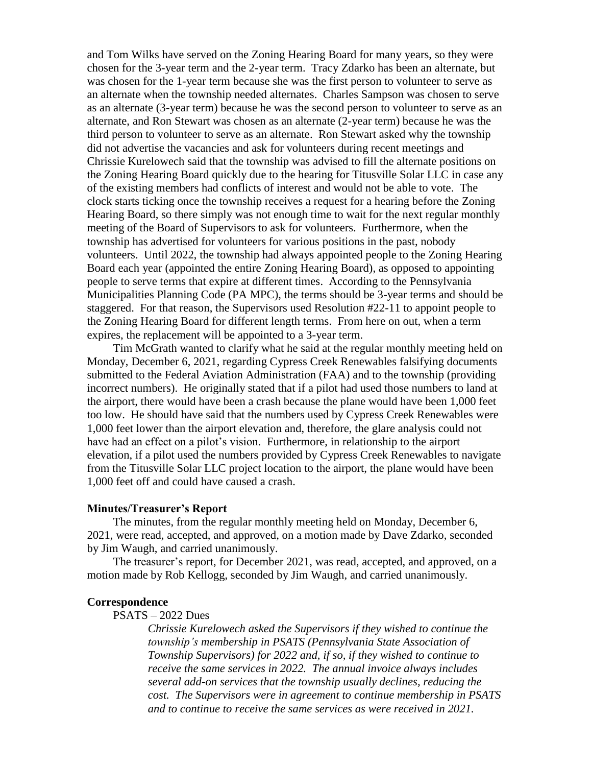and Tom Wilks have served on the Zoning Hearing Board for many years, so they were chosen for the 3-year term and the 2-year term. Tracy Zdarko has been an alternate, but was chosen for the 1-year term because she was the first person to volunteer to serve as an alternate when the township needed alternates. Charles Sampson was chosen to serve as an alternate (3-year term) because he was the second person to volunteer to serve as an alternate, and Ron Stewart was chosen as an alternate (2-year term) because he was the third person to volunteer to serve as an alternate. Ron Stewart asked why the township did not advertise the vacancies and ask for volunteers during recent meetings and Chrissie Kurelowech said that the township was advised to fill the alternate positions on the Zoning Hearing Board quickly due to the hearing for Titusville Solar LLC in case any of the existing members had conflicts of interest and would not be able to vote. The clock starts ticking once the township receives a request for a hearing before the Zoning Hearing Board, so there simply was not enough time to wait for the next regular monthly meeting of the Board of Supervisors to ask for volunteers. Furthermore, when the township has advertised for volunteers for various positions in the past, nobody volunteers. Until 2022, the township had always appointed people to the Zoning Hearing Board each year (appointed the entire Zoning Hearing Board), as opposed to appointing people to serve terms that expire at different times. According to the Pennsylvania Municipalities Planning Code (PA MPC), the terms should be 3-year terms and should be staggered. For that reason, the Supervisors used Resolution #22-11 to appoint people to the Zoning Hearing Board for different length terms. From here on out, when a term expires, the replacement will be appointed to a 3-year term.

Tim McGrath wanted to clarify what he said at the regular monthly meeting held on Monday, December 6, 2021, regarding Cypress Creek Renewables falsifying documents submitted to the Federal Aviation Administration (FAA) and to the township (providing incorrect numbers). He originally stated that if a pilot had used those numbers to land at the airport, there would have been a crash because the plane would have been 1,000 feet too low. He should have said that the numbers used by Cypress Creek Renewables were 1,000 feet lower than the airport elevation and, therefore, the glare analysis could not have had an effect on a pilot's vision. Furthermore, in relationship to the airport elevation, if a pilot used the numbers provided by Cypress Creek Renewables to navigate from the Titusville Solar LLC project location to the airport, the plane would have been 1,000 feet off and could have caused a crash.

**Minutes/Treasurer's Report**

The minutes, from the regular monthly meeting held on Monday, December 6, 2021, were read, accepted, and approved, on a motion made by Dave Zdarko, seconded by Jim Waugh, and carried unanimously.

The treasurer's report, for December 2021, was read, accepted, and approved, on a motion made by Rob Kellogg, seconded by Jim Waugh, and carried unanimously.

**Correspondence**

PSATS – 2022 Dues

*Chrissie Kurelowech asked the Supervisors if they wished to continue the township's membership in PSATS (Pennsylvania State Association of Township Supervisors) for 2022 and, if so, if they wished to continue to receive the same services in 2022. The annual invoice always includes several add-on services that the township usually declines, reducing the cost. The Supervisors were in agreement to continue membership in PSATS and to continue to receive the same services as were received in 2021.*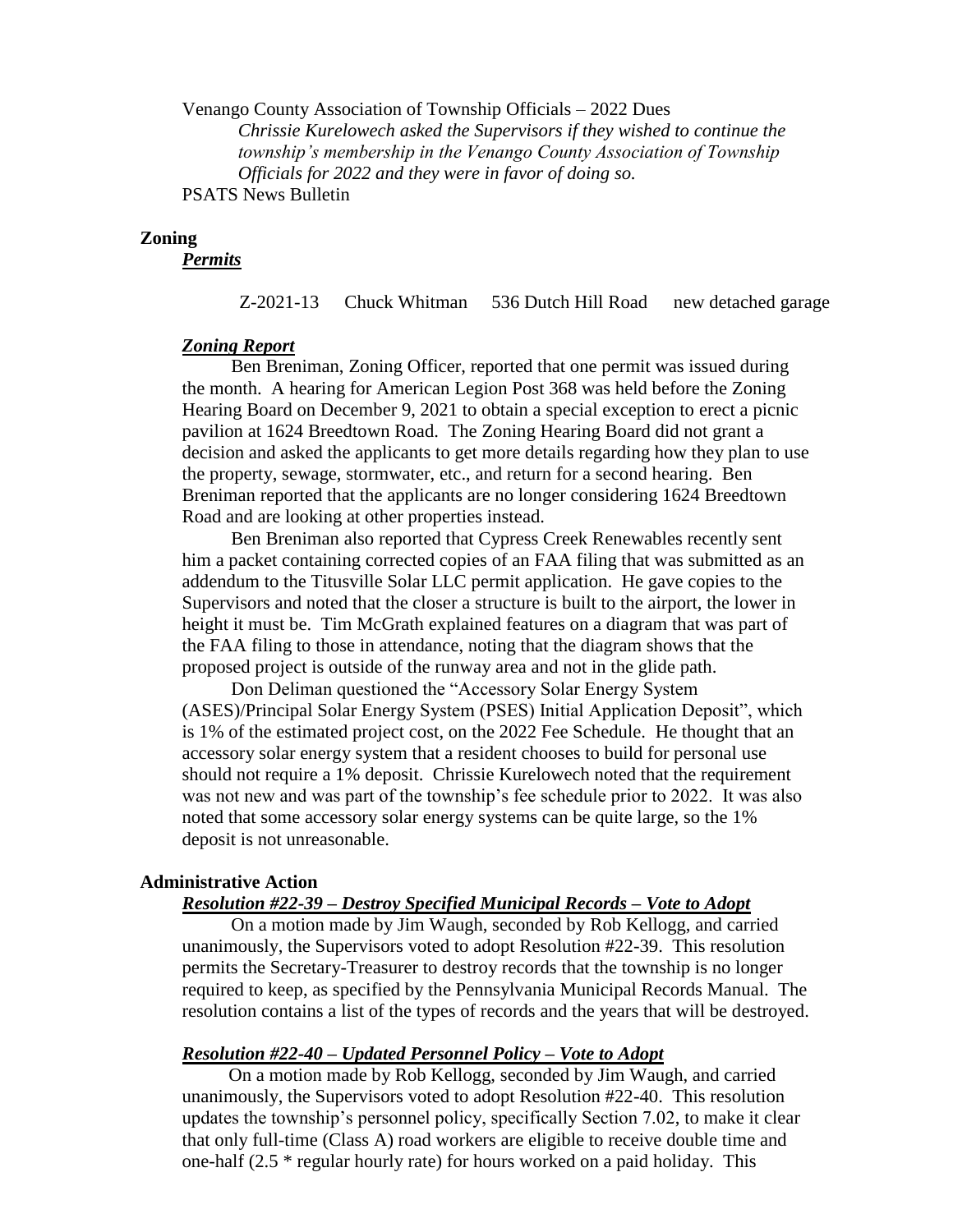Venango County Association of Township Officials – 2022 Dues

*Chrissie Kurelowech asked the Supervisors if they wished to continue the township's membership in the Venango County Association of Township Officials for 2022 and they were in favor of doing so.*

PSATS News Bulletin

## Zoning

### ***Permits***

| | | | |
|---|---|---|---|
| Z-2021-13 | Chuck Whitman | 536 Dutch Hill Road | new detached garage |

### ***Zoning Report***

Ben Breniman, Zoning Officer, reported that one permit was issued during the month. A hearing for American Legion Post 368 was held before the Zoning Hearing Board on December 9, 2021 to obtain a special exception to erect a picnic pavilion at 1624 Breedtown Road. The Zoning Hearing Board did not grant a decision and asked the applicants to get more details regarding how they plan to use the property, sewage, stormwater, etc., and return for a second hearing. Ben Breniman reported that the applicants are no longer considering 1624 Breedtown Road and are looking at other properties instead.

Ben Breniman also reported that Cypress Creek Renewables recently sent him a packet containing corrected copies of an FAA filing that was submitted as an addendum to the Titusville Solar LLC permit application. He gave copies to the Supervisors and noted that the closer a structure is built to the airport, the lower in height it must be. Tim McGrath explained features on a diagram that was part of the FAA filing to those in attendance, noting that the diagram shows that the proposed project is outside of the runway area and not in the glide path.

Don Deliman questioned the "Accessory Solar Energy System (ASES)/Principal Solar Energy System (PSES) Initial Application Deposit", which is 1% of the estimated project cost, on the 2022 Fee Schedule. He thought that an accessory solar energy system that a resident chooses to build for personal use should not require a 1% deposit. Chrissie Kurelowech noted that the requirement was not new and was part of the township's fee schedule prior to 2022. It was also noted that some accessory solar energy systems can be quite large, so the 1% deposit is not unreasonable.

## Administrative Action

### ***Resolution #22-39 – Destroy Specified Municipal Records – Vote to Adopt***

On a motion made by Jim Waugh, seconded by Rob Kellogg, and carried unanimously, the Supervisors voted to adopt Resolution #22-39. This resolution permits the Secretary-Treasurer to destroy records that the township is no longer required to keep, as specified by the Pennsylvania Municipal Records Manual. The resolution contains a list of the types of records and the years that will be destroyed.

### ***Resolution #22-40 – Updated Personnel Policy – Vote to Adopt***

On a motion made by Rob Kellogg, seconded by Jim Waugh, and carried unanimously, the Supervisors voted to adopt Resolution #22-40. This resolution updates the township's personnel policy, specifically Section 7.02, to make it clear that only full-time (Class A) road workers are eligible to receive double time and one-half (2.5 * regular hourly rate) for hours worked on a paid holiday. This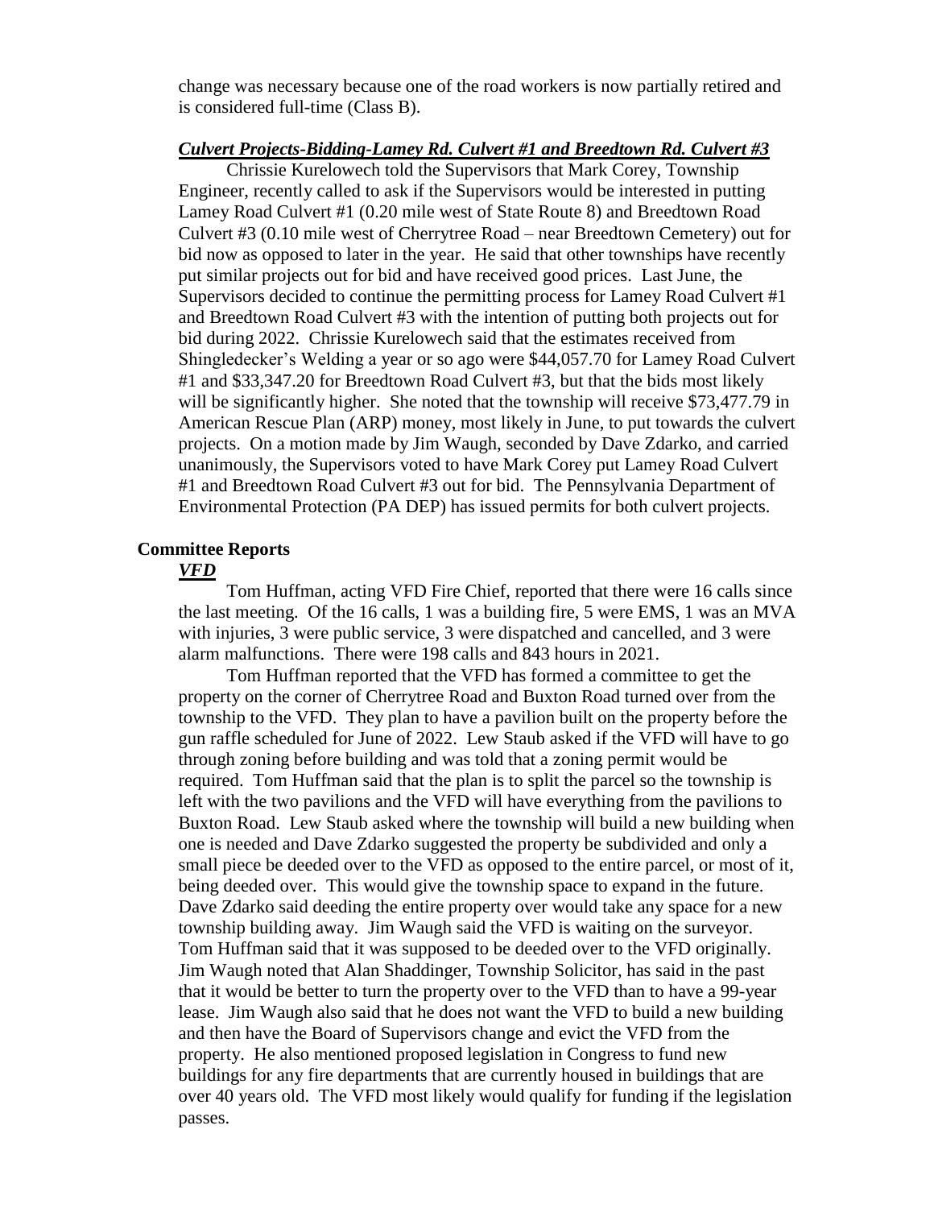change was necessary because one of the road workers is now partially retired and is considered full-time (Class B).

***Culvert Projects-Bidding-Lamey Rd. Culvert #1 and Breedtown Rd. Culvert #3***

Chrissie Kurelowech told the Supervisors that Mark Corey, Township Engineer, recently called to ask if the Supervisors would be interested in putting Lamey Road Culvert #1 (0.20 mile west of State Route 8) and Breedtown Road Culvert #3 (0.10 mile west of Cherrytree Road – near Breedtown Cemetery) out for bid now as opposed to later in the year. He said that other townships have recently put similar projects out for bid and have received good prices. Last June, the Supervisors decided to continue the permitting process for Lamey Road Culvert #1 and Breedtown Road Culvert #3 with the intention of putting both projects out for bid during 2022. Chrissie Kurelowech said that the estimates received from Shingledecker's Welding a year or so ago were $44,057.70 for Lamey Road Culvert #1 and $33,347.20 for Breedtown Road Culvert #3, but that the bids most likely will be significantly higher. She noted that the township will receive $73,477.79 in American Rescue Plan (ARP) money, most likely in June, to put towards the culvert projects. On a motion made by Jim Waugh, seconded by Dave Zdarko, and carried unanimously, the Supervisors voted to have Mark Corey put Lamey Road Culvert #1 and Breedtown Road Culvert #3 out for bid. The Pennsylvania Department of Environmental Protection (PA DEP) has issued permits for both culvert projects.

## Committee Reports

***VFD***

Tom Huffman, acting VFD Fire Chief, reported that there were 16 calls since the last meeting. Of the 16 calls, 1 was a building fire, 5 were EMS, 1 was an MVA with injuries, 3 were public service, 3 were dispatched and cancelled, and 3 were alarm malfunctions. There were 198 calls and 843 hours in 2021.

Tom Huffman reported that the VFD has formed a committee to get the property on the corner of Cherrytree Road and Buxton Road turned over from the township to the VFD. They plan to have a pavilion built on the property before the gun raffle scheduled for June of 2022. Lew Staub asked if the VFD will have to go through zoning before building and was told that a zoning permit would be required. Tom Huffman said that the plan is to split the parcel so the township is left with the two pavilions and the VFD will have everything from the pavilions to Buxton Road. Lew Staub asked where the township will build a new building when one is needed and Dave Zdarko suggested the property be subdivided and only a small piece be deeded over to the VFD as opposed to the entire parcel, or most of it, being deeded over. This would give the township space to expand in the future. Dave Zdarko said deeding the entire property over would take any space for a new township building away. Jim Waugh said the VFD is waiting on the surveyor. Tom Huffman said that it was supposed to be deeded over to the VFD originally. Jim Waugh noted that Alan Shaddinger, Township Solicitor, has said in the past that it would be better to turn the property over to the VFD than to have a 99-year lease. Jim Waugh also said that he does not want the VFD to build a new building and then have the Board of Supervisors change and evict the VFD from the property. He also mentioned proposed legislation in Congress to fund new buildings for any fire departments that are currently housed in buildings that are over 40 years old. The VFD most likely would qualify for funding if the legislation passes.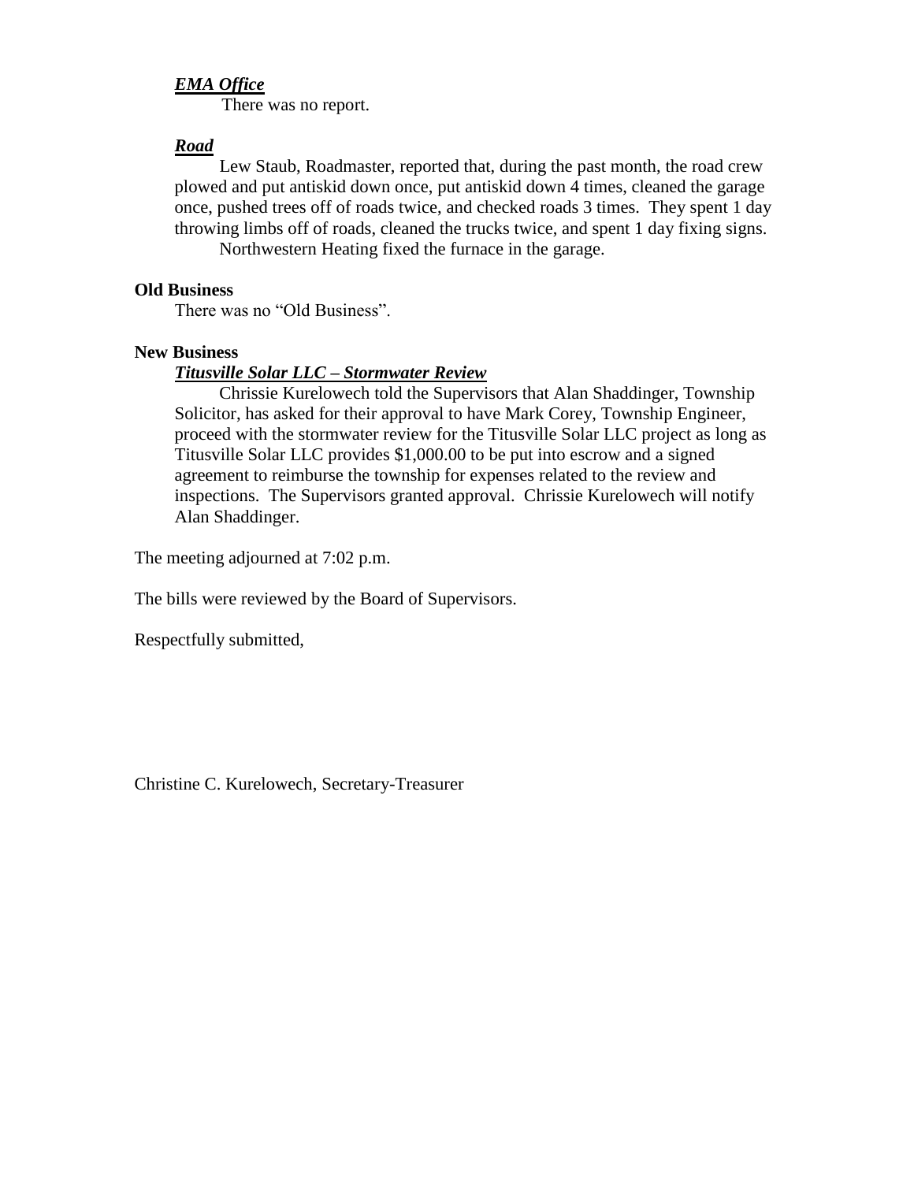***EMA Office***

There was no report.

***Road***

Lew Staub, Roadmaster, reported that, during the past month, the road crew plowed and put antiskid down once, put antiskid down 4 times, cleaned the garage once, pushed trees off of roads twice, and checked roads 3 times. They spent 1 day throwing limbs off of roads, cleaned the trucks twice, and spent 1 day fixing signs.

Northwestern Heating fixed the furnace in the garage.

**Old Business**

There was no "Old Business".

**New Business**

***Titusville Solar LLC – Stormwater Review***

Chrissie Kurelowech told the Supervisors that Alan Shaddinger, Township Solicitor, has asked for their approval to have Mark Corey, Township Engineer, proceed with the stormwater review for the Titusville Solar LLC project as long as Titusville Solar LLC provides $1,000.00 to be put into escrow and a signed agreement to reimburse the township for expenses related to the review and inspections. The Supervisors granted approval. Chrissie Kurelowech will notify Alan Shaddinger.

The meeting adjourned at 7:02 p.m.

The bills were reviewed by the Board of Supervisors.

Respectfully submitted,

Christine C. Kurelowech, Secretary-Treasurer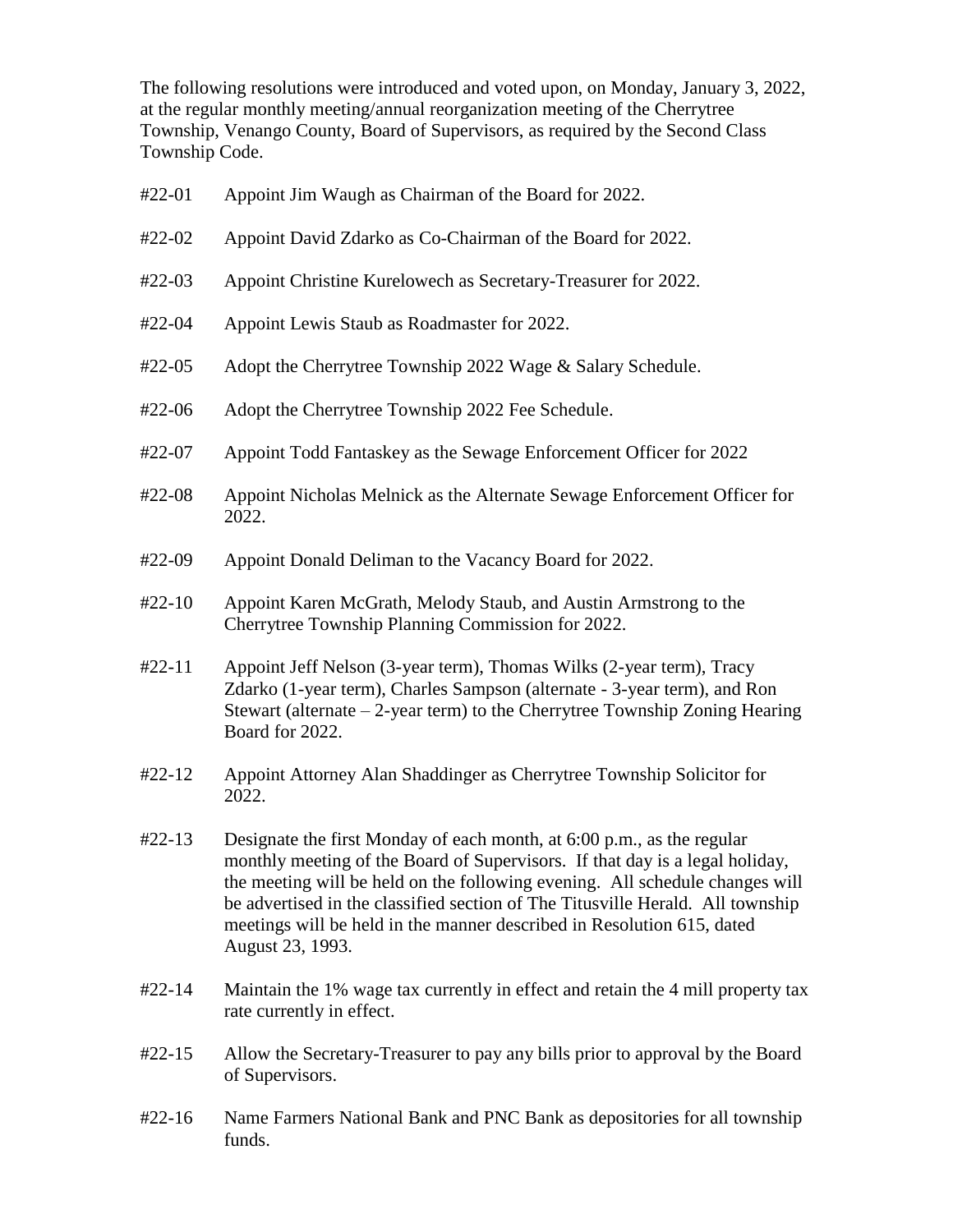The following resolutions were introduced and voted upon, on Monday, January 3, 2022, at the regular monthly meeting/annual reorganization meeting of the Cherrytree Township, Venango County, Board of Supervisors, as required by the Second Class Township Code.

#22-01 Appoint Jim Waugh as Chairman of the Board for 2022.

#22-02 Appoint David Zdarko as Co-Chairman of the Board for 2022.

#22-03 Appoint Christine Kurelowech as Secretary-Treasurer for 2022.

#22-04 Appoint Lewis Staub as Roadmaster for 2022.

#22-05 Adopt the Cherrytree Township 2022 Wage & Salary Schedule.

#22-06 Adopt the Cherrytree Township 2022 Fee Schedule.

#22-07 Appoint Todd Fantaskey as the Sewage Enforcement Officer for 2022

#22-08 Appoint Nicholas Melnick as the Alternate Sewage Enforcement Officer for 2022.

#22-09 Appoint Donald Deliman to the Vacancy Board for 2022.

#22-10 Appoint Karen McGrath, Melody Staub, and Austin Armstrong to the Cherrytree Township Planning Commission for 2022.

#22-11 Appoint Jeff Nelson (3-year term), Thomas Wilks (2-year term), Tracy Zdarko (1-year term), Charles Sampson (alternate - 3-year term), and Ron Stewart (alternate – 2-year term) to the Cherrytree Township Zoning Hearing Board for 2022.

#22-12 Appoint Attorney Alan Shaddinger as Cherrytree Township Solicitor for 2022.

#22-13 Designate the first Monday of each month, at 6:00 p.m., as the regular monthly meeting of the Board of Supervisors. If that day is a legal holiday, the meeting will be held on the following evening. All schedule changes will be advertised in the classified section of The Titusville Herald. All township meetings will be held in the manner described in Resolution 615, dated August 23, 1993.

#22-14 Maintain the 1% wage tax currently in effect and retain the 4 mill property tax rate currently in effect.

#22-15 Allow the Secretary-Treasurer to pay any bills prior to approval by the Board of Supervisors.

#22-16 Name Farmers National Bank and PNC Bank as depositories for all township funds.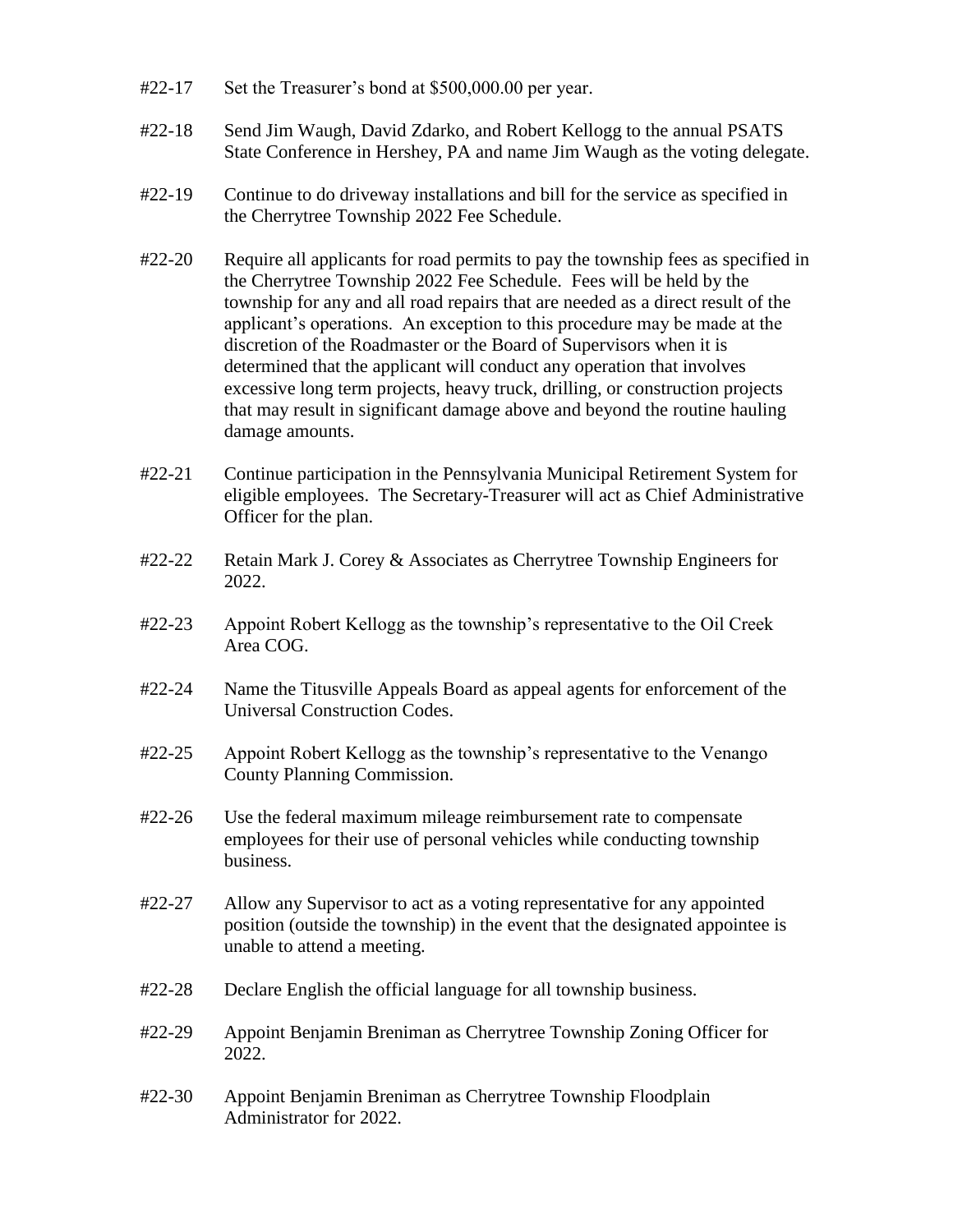#22-17 Set the Treasurer's bond at $500,000.00 per year.

#22-18 Send Jim Waugh, David Zdarko, and Robert Kellogg to the annual PSATS State Conference in Hershey, PA and name Jim Waugh as the voting delegate.

#22-19 Continue to do driveway installations and bill for the service as specified in the Cherrytree Township 2022 Fee Schedule.

#22-20 Require all applicants for road permits to pay the township fees as specified in the Cherrytree Township 2022 Fee Schedule. Fees will be held by the township for any and all road repairs that are needed as a direct result of the applicant's operations. An exception to this procedure may be made at the discretion of the Roadmaster or the Board of Supervisors when it is determined that the applicant will conduct any operation that involves excessive long term projects, heavy truck, drilling, or construction projects that may result in significant damage above and beyond the routine hauling damage amounts.

#22-21 Continue participation in the Pennsylvania Municipal Retirement System for eligible employees. The Secretary-Treasurer will act as Chief Administrative Officer for the plan.

#22-22 Retain Mark J. Corey & Associates as Cherrytree Township Engineers for 2022.

#22-23 Appoint Robert Kellogg as the township's representative to the Oil Creek Area COG.

#22-24 Name the Titusville Appeals Board as appeal agents for enforcement of the Universal Construction Codes.

#22-25 Appoint Robert Kellogg as the township's representative to the Venango County Planning Commission.

#22-26 Use the federal maximum mileage reimbursement rate to compensate employees for their use of personal vehicles while conducting township business.

#22-27 Allow any Supervisor to act as a voting representative for any appointed position (outside the township) in the event that the designated appointee is unable to attend a meeting.

#22-28 Declare English the official language for all township business.

#22-29 Appoint Benjamin Breniman as Cherrytree Township Zoning Officer for 2022.

#22-30 Appoint Benjamin Breniman as Cherrytree Township Floodplain Administrator for 2022.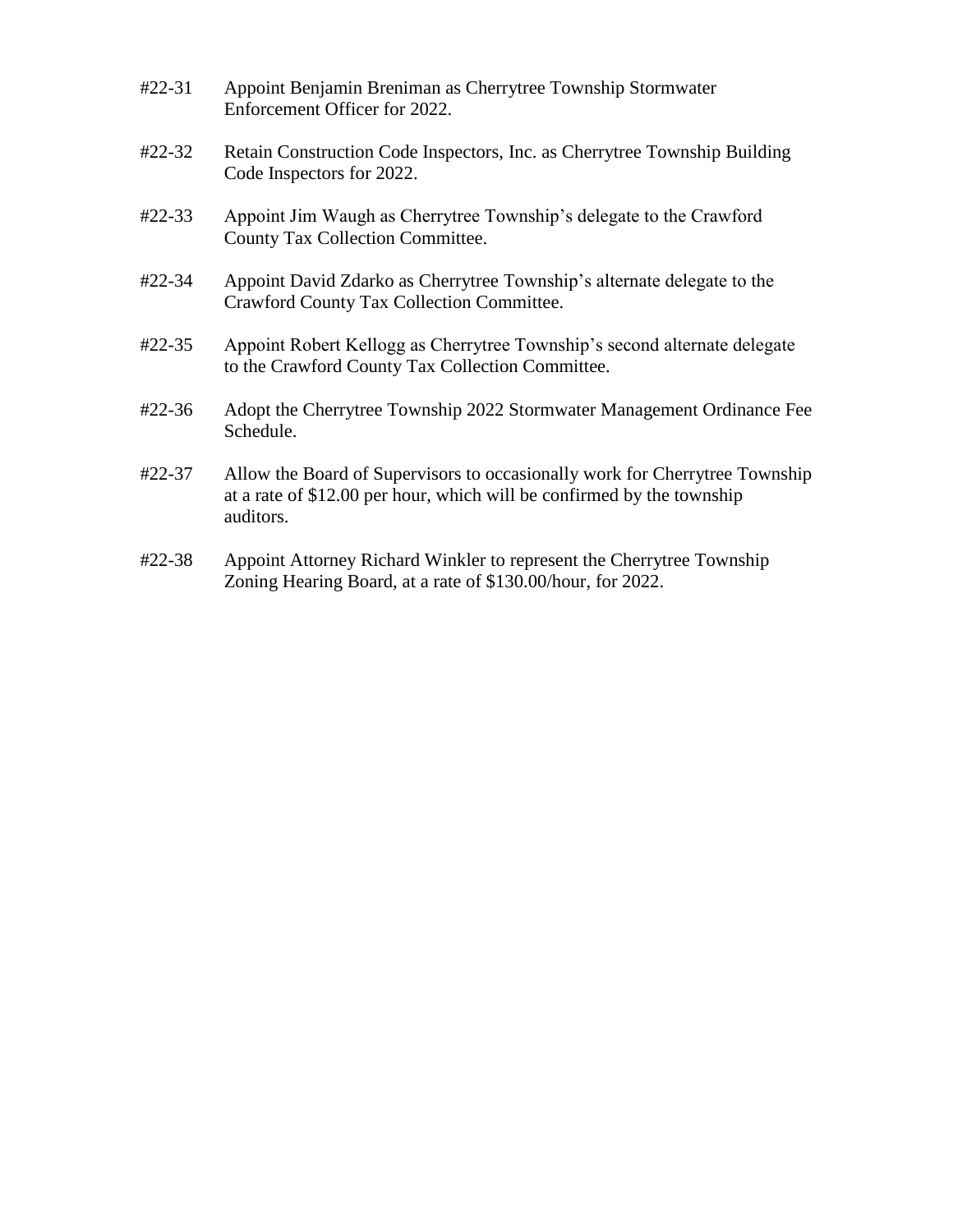#22-31 Appoint Benjamin Breniman as Cherrytree Township Stormwater Enforcement Officer for 2022.

#22-32 Retain Construction Code Inspectors, Inc. as Cherrytree Township Building Code Inspectors for 2022.

#22-33 Appoint Jim Waugh as Cherrytree Township's delegate to the Crawford County Tax Collection Committee.

#22-34 Appoint David Zdarko as Cherrytree Township's alternate delegate to the Crawford County Tax Collection Committee.

#22-35 Appoint Robert Kellogg as Cherrytree Township's second alternate delegate to the Crawford County Tax Collection Committee.

#22-36 Adopt the Cherrytree Township 2022 Stormwater Management Ordinance Fee Schedule.

#22-37 Allow the Board of Supervisors to occasionally work for Cherrytree Township at a rate of $12.00 per hour, which will be confirmed by the township auditors.

#22-38 Appoint Attorney Richard Winkler to represent the Cherrytree Township Zoning Hearing Board, at a rate of $130.00/hour, for 2022.